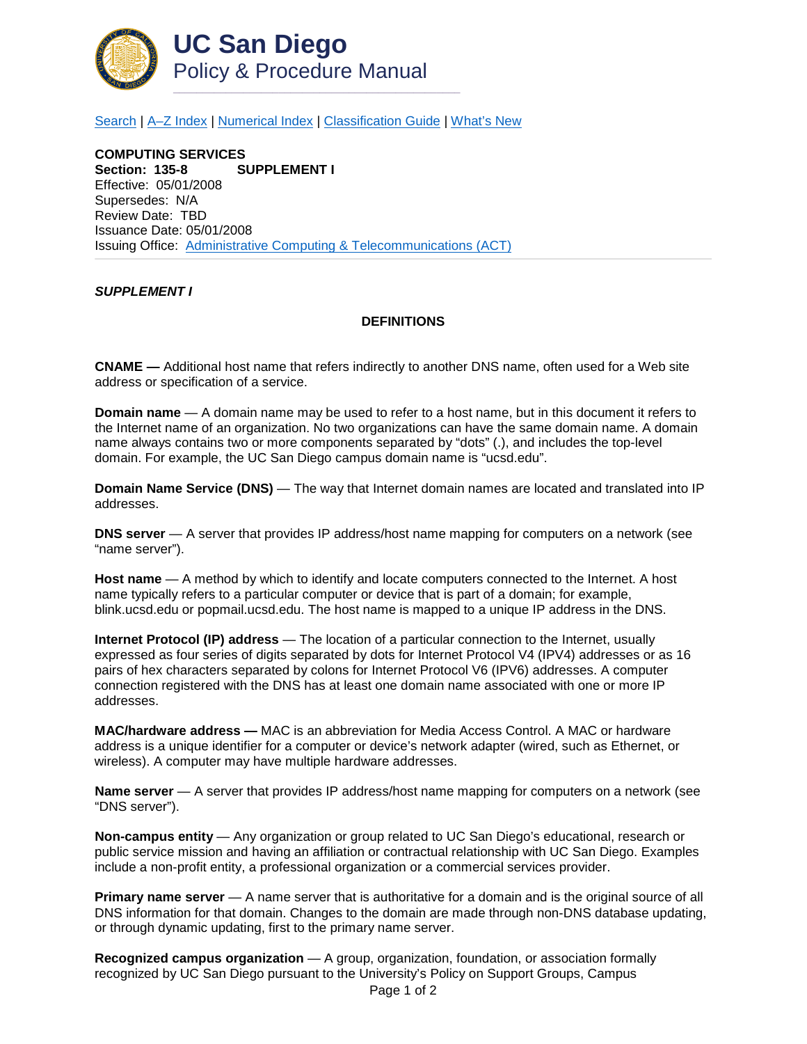# UC San Diego
## Policy & Procedure Manual

[Search](#) | [A–Z Index](#) | [Numerical Index](#) | [Classification Guide](#) | [What's New](#)

**COMPUTING SERVICES**
**Section: 135-8 SUPPLEMENT I**
Effective: 05/01/2008
Supersedes: N/A
Review Date: TBD
Issuance Date: 05/01/2008
Issuing Office: [Administrative Computing & Telecommunications (ACT)](#)

---

***SUPPLEMENT I***

### DEFINITIONS

**CNAME —** Additional host name that refers indirectly to another DNS name, often used for a Web site address or specification of a service.

**Domain name** — A domain name may be used to refer to a host name, but in this document it refers to the Internet name of an organization. No two organizations can have the same domain name. A domain name always contains two or more components separated by "dots" (.), and includes the top-level domain. For example, the UC San Diego campus domain name is "ucsd.edu".

**Domain Name Service (DNS)** — The way that Internet domain names are located and translated into IP addresses.

**DNS server** — A server that provides IP address/host name mapping for computers on a network (see "name server").

**Host name** — A method by which to identify and locate computers connected to the Internet. A host name typically refers to a particular computer or device that is part of a domain; for example, blink.ucsd.edu or popmail.ucsd.edu. The host name is mapped to a unique IP address in the DNS.

**Internet Protocol (IP) address** — The location of a particular connection to the Internet, usually expressed as four series of digits separated by dots for Internet Protocol V4 (IPV4) addresses or as 16 pairs of hex characters separated by colons for Internet Protocol V6 (IPV6) addresses. A computer connection registered with the DNS has at least one domain name associated with one or more IP addresses.

**MAC/hardware address —** MAC is an abbreviation for Media Access Control. A MAC or hardware address is a unique identifier for a computer or device's network adapter (wired, such as Ethernet, or wireless). A computer may have multiple hardware addresses.

**Name server** — A server that provides IP address/host name mapping for computers on a network (see "DNS server").

**Non-campus entity** — Any organization or group related to UC San Diego's educational, research or public service mission and having an affiliation or contractual relationship with UC San Diego. Examples include a non-profit entity, a professional organization or a commercial services provider.

**Primary name server** — A name server that is authoritative for a domain and is the original source of all DNS information for that domain. Changes to the domain are made through non-DNS database updating, or through dynamic updating, first to the primary name server.

**Recognized campus organization** — A group, organization, foundation, or association formally recognized by UC San Diego pursuant to the University's Policy on Support Groups, Campus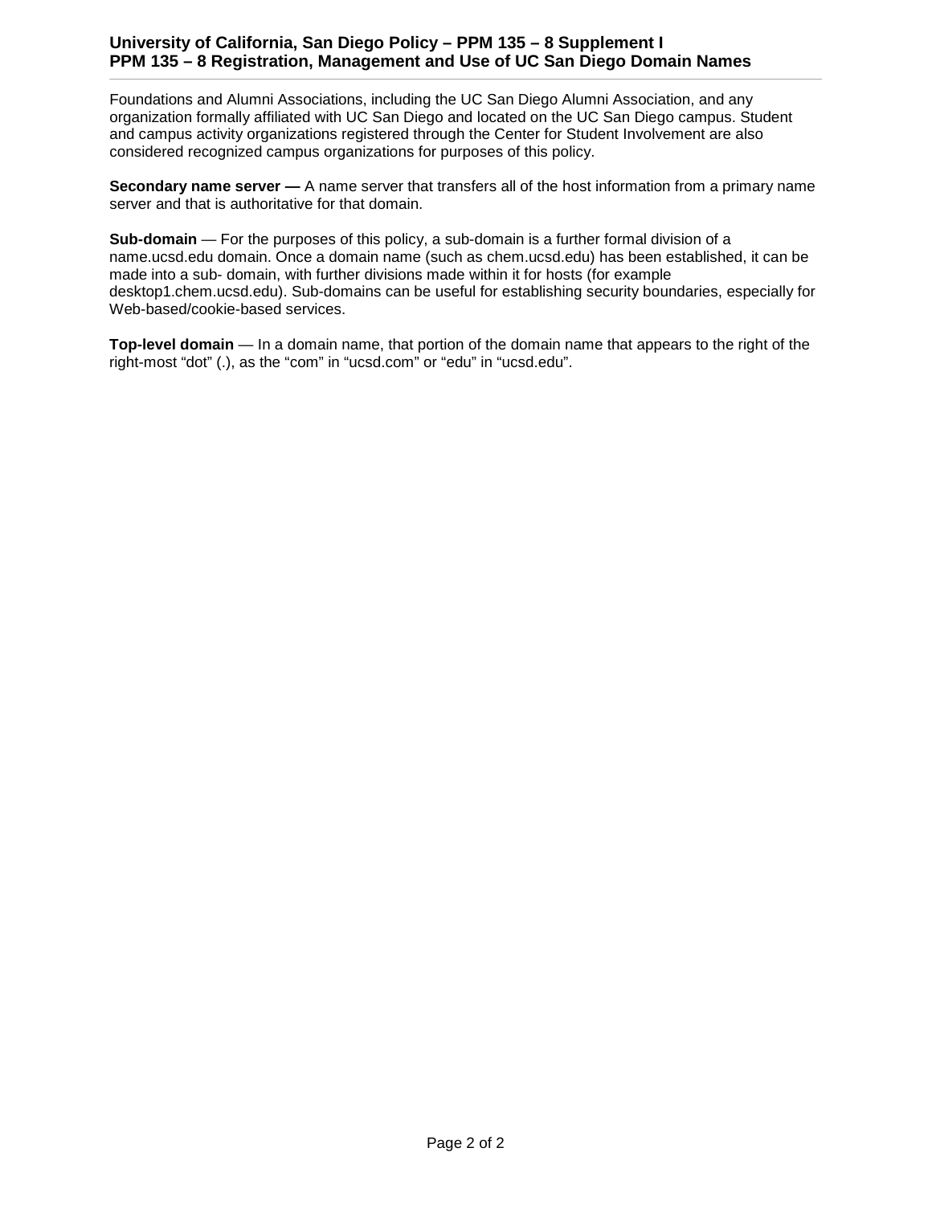Foundations and Alumni Associations, including the UC San Diego Alumni Association, and any organization formally affiliated with UC San Diego and located on the UC San Diego campus. Student and campus activity organizations registered through the Center for Student Involvement are also considered recognized campus organizations for purposes of this policy.

**Secondary name server —** A name server that transfers all of the host information from a primary name server and that is authoritative for that domain.

**Sub-domain** — For the purposes of this policy, a sub-domain is a further formal division of a name.ucsd.edu domain. Once a domain name (such as chem.ucsd.edu) has been established, it can be made into a sub- domain, with further divisions made within it for hosts (for example desktop1.chem.ucsd.edu). Sub-domains can be useful for establishing security boundaries, especially for Web-based/cookie-based services.

**Top-level domain** — In a domain name, that portion of the domain name that appears to the right of the right-most "dot" (.), as the "com" in "ucsd.com" or "edu" in "ucsd.edu".